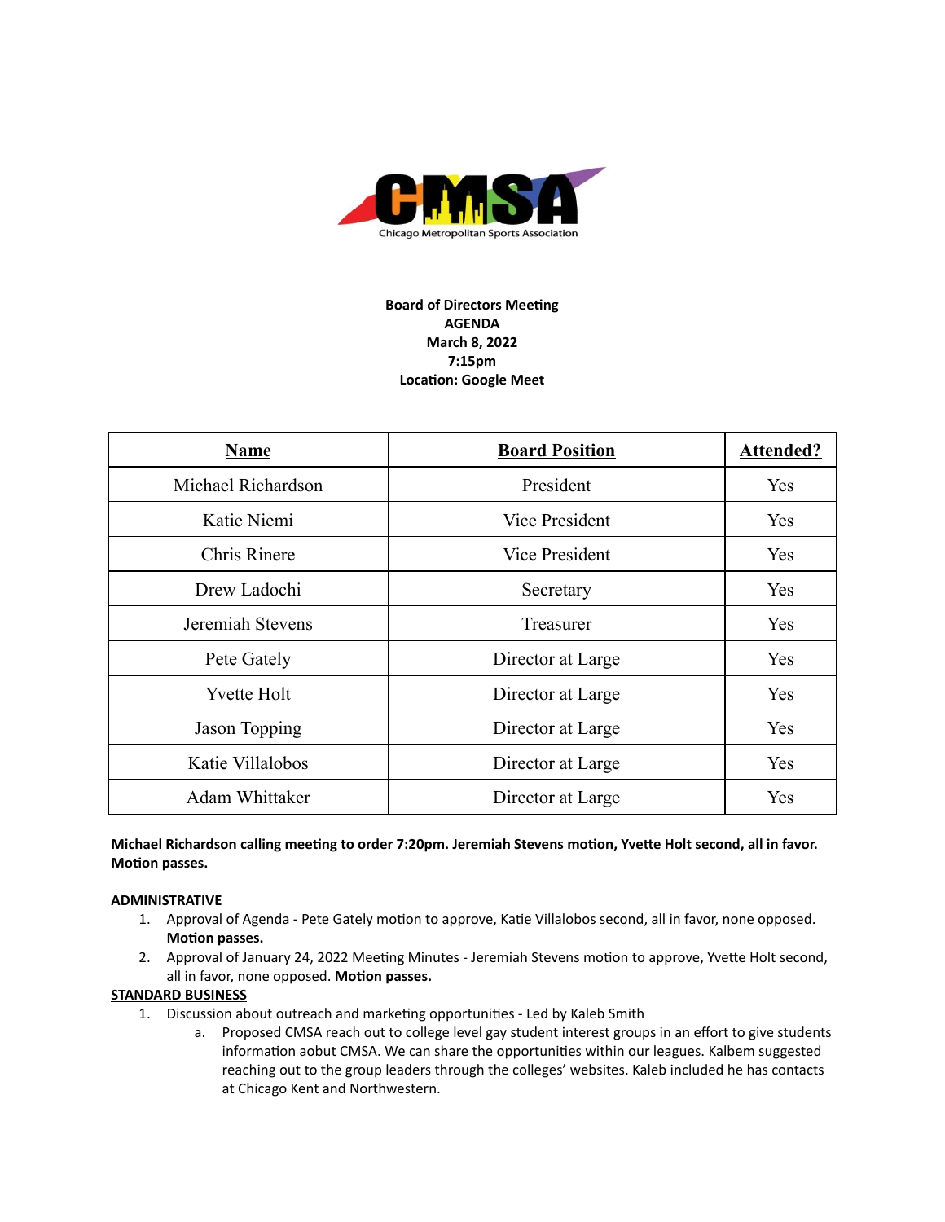Chicago Metropolitan Sports Association

**Board of Directors Meeting**
**AGENDA**
**March 8, 2022**
**7:15pm**
**Location: Google Meet**

| Name | Board Position | Attended? |
|---|---|---|
| Michael Richardson | President | Yes |
| Katie Niemi | Vice President | Yes |
| Chris Rinere | Vice President | Yes |
| Drew Ladochi | Secretary | Yes |
| Jeremiah Stevens | Treasurer | Yes |
| Pete Gately | Director at Large | Yes |
| Yvette Holt | Director at Large | Yes |
| Jason Topping | Director at Large | Yes |
| Katie Villalobos | Director at Large | Yes |
| Adam Whittaker | Director at Large | Yes |

**Michael Richardson calling meeting to order 7:20pm. Jeremiah Stevens motion, Yvette Holt second, all in favor. Motion passes.**

**ADMINISTRATIVE**

1. Approval of Agenda - Pete Gately motion to approve, Katie Villalobos second, all in favor, none opposed. **Motion passes.**
2. Approval of January 24, 2022 Meeting Minutes - Jeremiah Stevens motion to approve, Yvette Holt second, all in favor, none opposed. **Motion passes.**

**STANDARD BUSINESS**

1. Discussion about outreach and marketing opportunities - Led by Kaleb Smith
   a. Proposed CMSA reach out to college level gay student interest groups in an effort to give students information aobut CMSA. We can share the opportunities within our leagues. Kalbem suggested reaching out to the group leaders through the colleges' websites. Kaleb included he has contacts at Chicago Kent and Northwestern.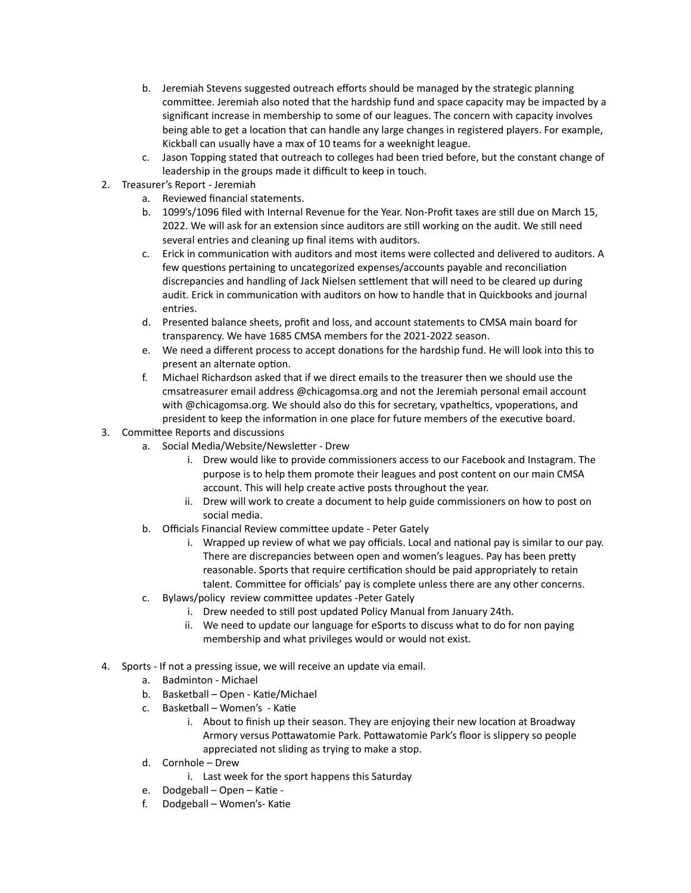b. Jeremiah Stevens suggested outreach efforts should be managed by the strategic planning committee. Jeremiah also noted that the hardship fund and space capacity may be impacted by a significant increase in membership to some of our leagues. The concern with capacity involves being able to get a location that can handle any large changes in registered players. For example, Kickball can usually have a max of 10 teams for a weeknight league.
   c. Jason Topping stated that outreach to colleges had been tried before, but the constant change of leadership in the groups made it difficult to keep in touch.
2. Treasurer's Report - Jeremiah
   a. Reviewed financial statements.
   b. 1099's/1096 filed with Internal Revenue for the Year. Non-Profit taxes are still due on March 15, 2022. We will ask for an extension since auditors are still working on the audit. We still need several entries and cleaning up final items with auditors.
   c. Erick in communication with auditors and most items were collected and delivered to auditors. A few questions pertaining to uncategorized expenses/accounts payable and reconciliation discrepancies and handling of Jack Nielsen settlement that will need to be cleared up during audit. Erick in communication with auditors on how to handle that in Quickbooks and journal entries.
   d. Presented balance sheets, profit and loss, and account statements to CMSA main board for transparency. We have 1685 CMSA members for the 2021-2022 season.
   e. We need a different process to accept donations for the hardship fund. He will look into this to present an alternate option.
   f. Michael Richardson asked that if we direct emails to the treasurer then we should use the cmsatreasurer email address @chicagomsa.org and not the Jeremiah personal email account with @chicagomsa.org. We should also do this for secretary, vpatheltics, vpoperations, and president to keep the information in one place for future members of the executive board.
3. Committee Reports and discussions
   a. Social Media/Website/Newsletter - Drew
      i. Drew would like to provide commissioners access to our Facebook and Instagram. The purpose is to help them promote their leagues and post content on our main CMSA account. This will help create active posts throughout the year.
      ii. Drew will work to create a document to help guide commissioners on how to post on social media.
   b. Officials Financial Review committee update - Peter Gately
      i. Wrapped up review of what we pay officials. Local and national pay is similar to our pay. There are discrepancies between open and women's leagues. Pay has been pretty reasonable. Sports that require certification should be paid appropriately to retain talent. Committee for officials' pay is complete unless there are any other concerns.
   c. Bylaws/policy review committee updates -Peter Gately
      i. Drew needed to still post updated Policy Manual from January 24th.
      ii. We need to update our language for eSports to discuss what to do for non paying membership and what privileges would or would not exist.

4. Sports - If not a pressing issue, we will receive an update via email.
   a. Badminton - Michael
   b. Basketball – Open - Katie/Michael
   c. Basketball – Women's - Katie
      i. About to finish up their season. They are enjoying their new location at Broadway Armory versus Pottawatomie Park. Pottawatomie Park's floor is slippery so people appreciated not sliding as trying to make a stop.
   d. Cornhole – Drew
      i. Last week for the sport happens this Saturday
   e. Dodgeball – Open – Katie -
   f. Dodgeball – Women's- Katie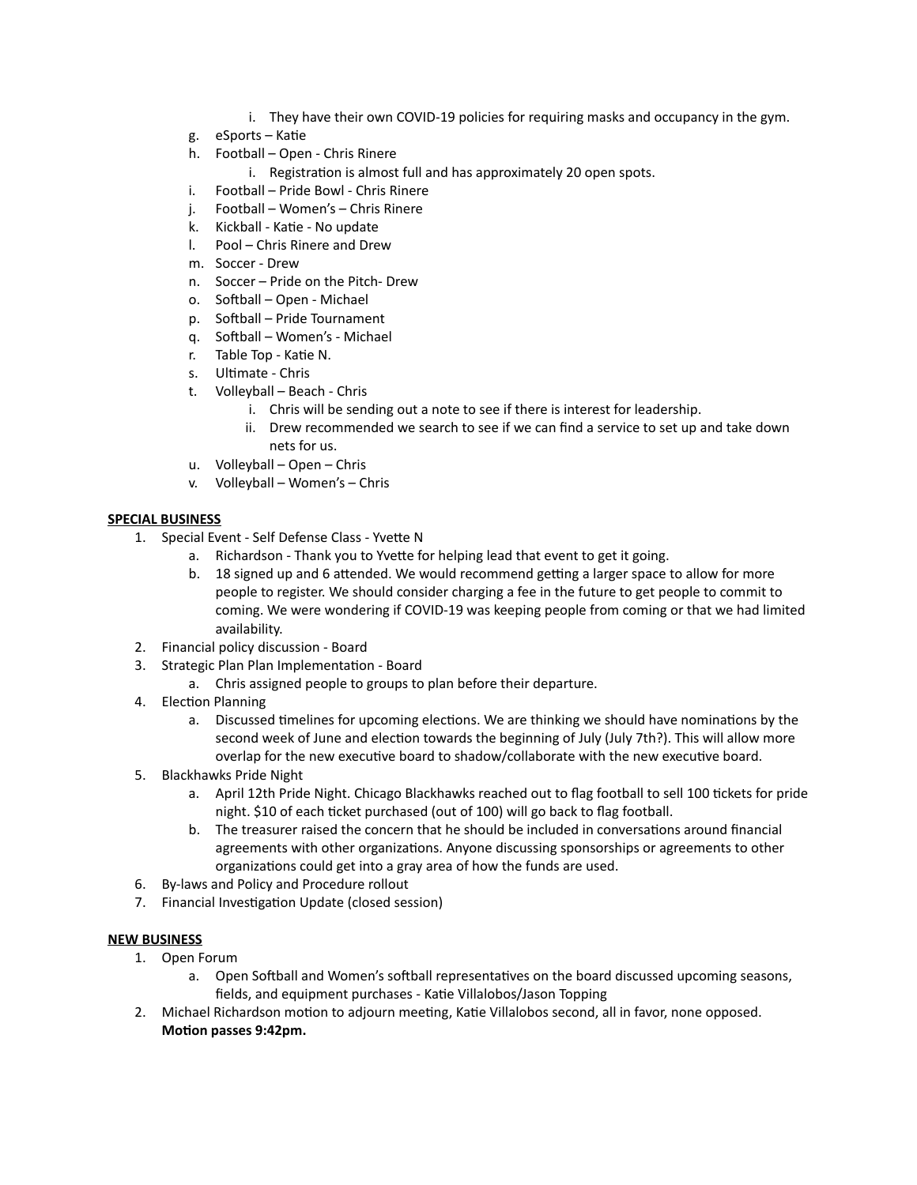i. They have their own COVID-19 policies for requiring masks and occupancy in the gym.

   g. eSports – Katie
   h. Football – Open - Chris Rinere
      i. Registration is almost full and has approximately 20 open spots.
   i. Football – Pride Bowl - Chris Rinere
   j. Football – Women's – Chris Rinere
   k. Kickball - Katie - No update
   l. Pool – Chris Rinere and Drew
   m. Soccer - Drew
   n. Soccer – Pride on the Pitch- Drew
   o. Softball – Open - Michael
   p. Softball – Pride Tournament
   q. Softball – Women's - Michael
   r. Table Top - Katie N.
   s. Ultimate - Chris
   t. Volleyball – Beach - Chris
      i. Chris will be sending out a note to see if there is interest for leadership.
      ii. Drew recommended we search to see if we can find a service to set up and take down nets for us.
   u. Volleyball – Open – Chris
   v. Volleyball – Women's – Chris

**SPECIAL BUSINESS**

1. Special Event - Self Defense Class - Yvette N
   a. Richardson - Thank you to Yvette for helping lead that event to get it going.
   b. 18 signed up and 6 attended. We would recommend getting a larger space to allow for more people to register. We should consider charging a fee in the future to get people to commit to coming. We were wondering if COVID-19 was keeping people from coming or that we had limited availability.
2. Financial policy discussion - Board
3. Strategic Plan Plan Implementation - Board
   a. Chris assigned people to groups to plan before their departure.
4. Election Planning
   a. Discussed timelines for upcoming elections. We are thinking we should have nominations by the second week of June and election towards the beginning of July (July 7th?). This will allow more overlap for the new executive board to shadow/collaborate with the new executive board.
5. Blackhawks Pride Night
   a. April 12th Pride Night. Chicago Blackhawks reached out to flag football to sell 100 tickets for pride night. $10 of each ticket purchased (out of 100) will go back to flag football.
   b. The treasurer raised the concern that he should be included in conversations around financial agreements with other organizations. Anyone discussing sponsorships or agreements to other organizations could get into a gray area of how the funds are used.
6. By-laws and Policy and Procedure rollout
7. Financial Investigation Update (closed session)

**NEW BUSINESS**

1. Open Forum
   a. Open Softball and Women's softball representatives on the board discussed upcoming seasons, fields, and equipment purchases - Katie Villalobos/Jason Topping
2. Michael Richardson motion to adjourn meeting, Katie Villalobos second, all in favor, none opposed. **Motion passes 9:42pm.**